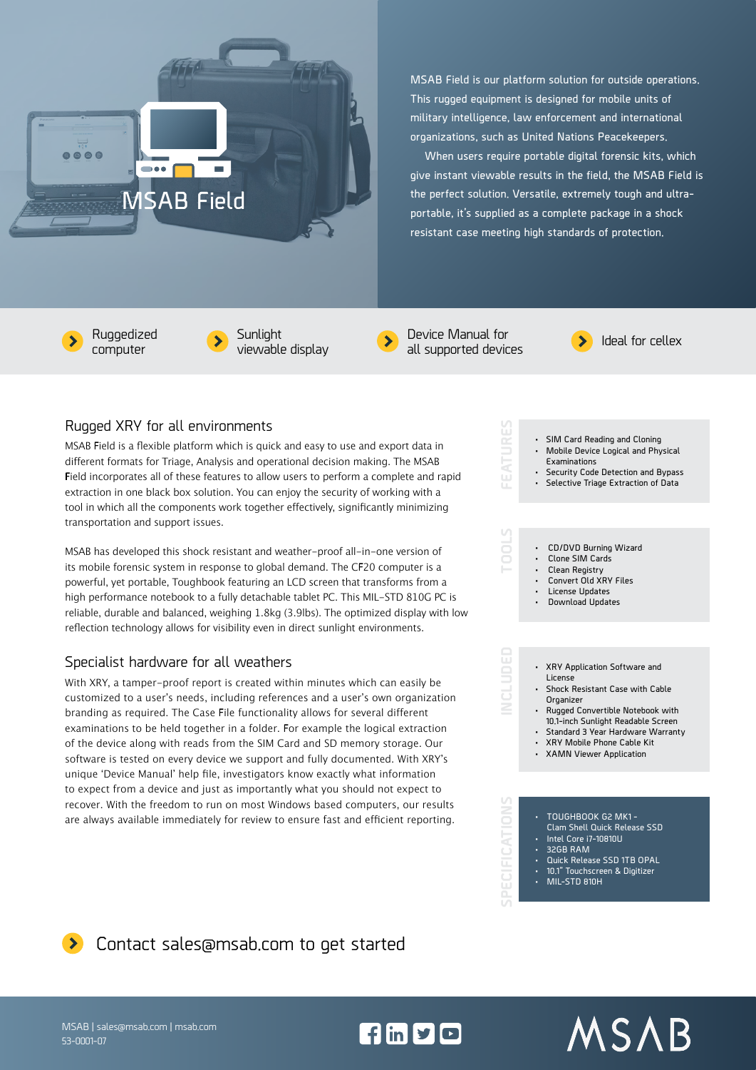# MSAB Field

MSAB Field is our platform solution for outside operations. This rugged equipment is designed for mobile units of military intelligence, law enforcement and international organizations, such as United Nations Peacekeepers.

When users require portable digital forensic kits, which give instant viewable results in the field, the MSAB Field is the perfect solution. Versatile, extremely tough and ultra-portable, it's supplied as a complete package in a shock resistant case meeting high standards of protection.

- Ruggedized computer
- Sunlight viewable display
- Device Manual for all supported devices
- Ideal for cellex

## Rugged XRY for all environments

MSAB Field is a flexible platform which is quick and easy to use and export data in different formats for Triage, Analysis and operational decision making. The MSAB Field incorporates all of these features to allow users to perform a complete and rapid extraction in one black box solution. You can enjoy the security of working with a tool in which all the components work together effectively, significantly minimizing transportation and support issues.

MSAB has developed this shock resistant and weather-proof all-in-one version of its mobile forensic system in response to global demand. The CF20 computer is a powerful, yet portable, Toughbook featuring an LCD screen that transforms from a high performance notebook to a fully detachable tablet PC. This MIL-STD 810G PC is reliable, durable and balanced, weighing 1.8kg (3.9lbs). The optimized display with low reflection technology allows for visibility even in direct sunlight environments.

## Specialist hardware for all weathers

With XRY, a tamper-proof report is created within minutes which can easily be customized to a user's needs, including references and a user's own organization branding as required. The Case File functionality allows for several different examinations to be held together in a folder. For example the logical extraction of the device along with reads from the SIM Card and SD memory storage. Our software is tested on every device we support and fully documented. With XRY's unique 'Device Manual' help file, investigators know exactly what information to expect from a device and just as importantly what you should not expect to recover. With the freedom to run on most Windows based computers, our results are always available immediately for review to ensure fast and efficient reporting.

### FEATURES

- SIM Card Reading and Cloning
- Mobile Device Logical and Physical Examinations
- Security Code Detection and Bypass
- Selective Triage Extraction of Data

### TOOLS

- CD/DVD Burning Wizard
- Clone SIM Cards
- Clean Registry
- Convert Old XRY Files
- License Updates
- Download Updates

### INCLUDED

- XRY Application Software and License
- Shock Resistant Case with Cable Organizer
- Rugged Convertible Notebook with 10.1-inch Sunlight Readable Screen
- Standard 3 Year Hardware Warranty
- XRY Mobile Phone Cable Kit
- XAMN Viewer Application

### SPECIFICATIONS

- TOUGHBOOK G2 MK1 - Clam Shell Quick Release SSD
- Intel Core i7-10810U
- 32GB RAM
- Quick Release SSD 1TB OPAL
- 10.1" Touchscreen & Digitizer
- MIL-STD 810H

Contact sales@msab.com to get started

MSAB | sales@msab.com | msab.com
53-0001-07

MSAB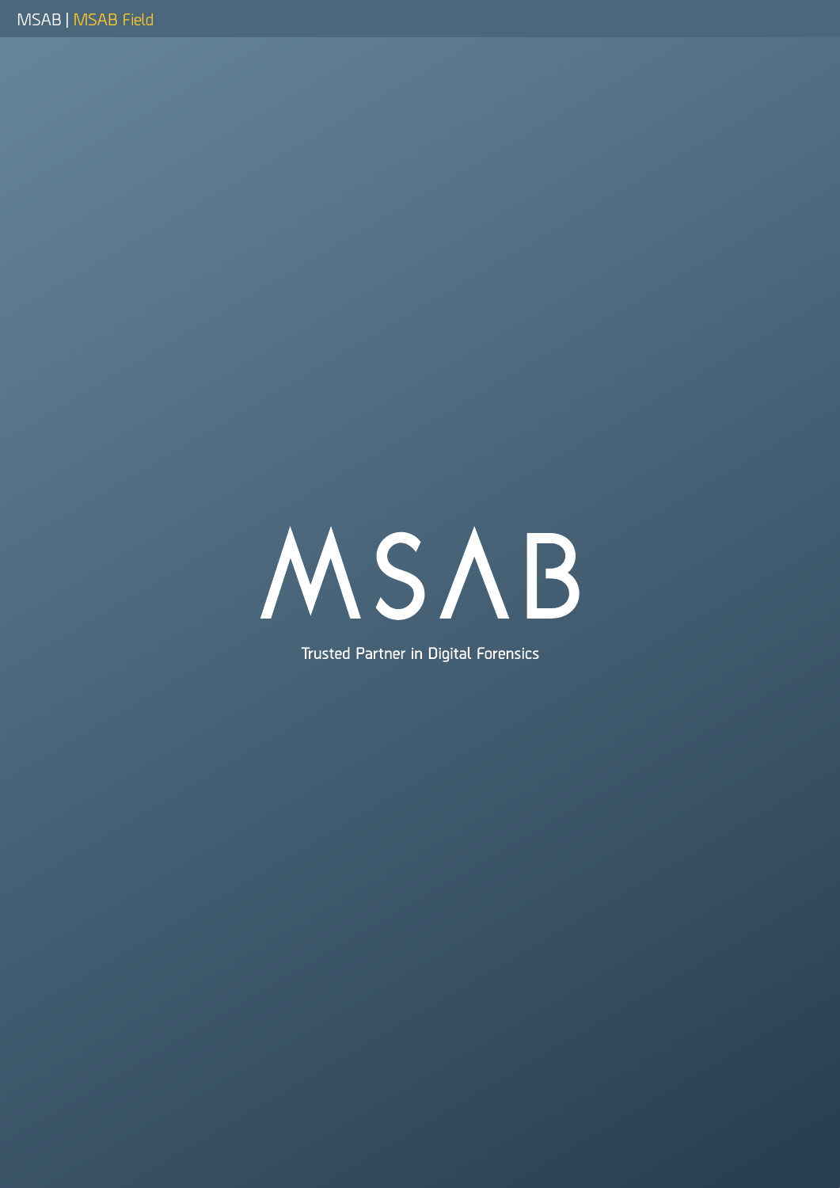MSAB

Trusted Partner in Digital Forensics